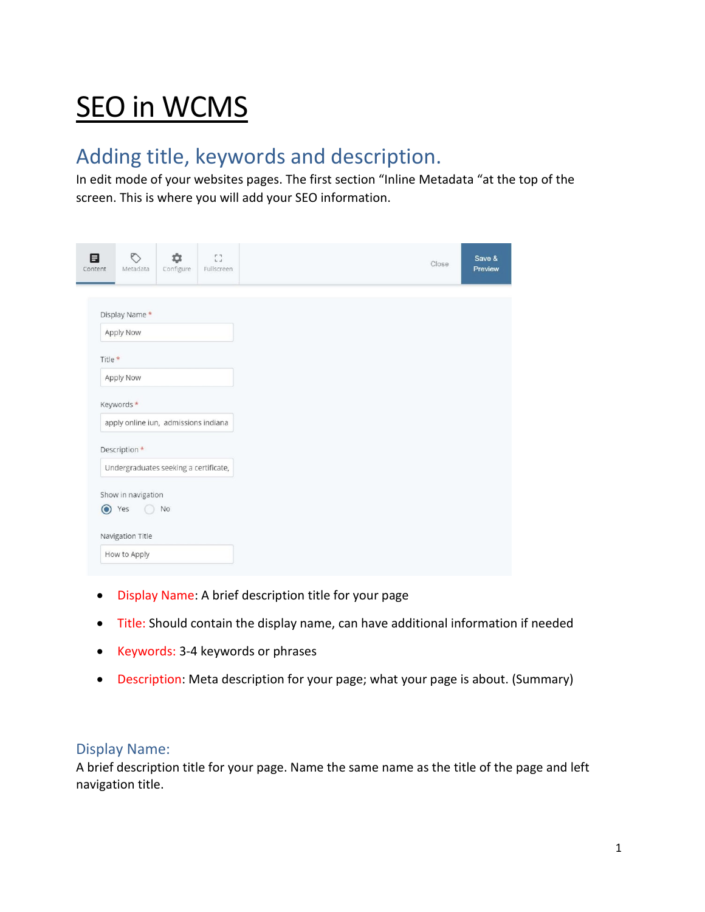# SEO in WCMS

## Adding title, keywords and description.

In edit mode of your websites pages. The first section “Inline Metadata “at the top of the screen. This is where you will add your SEO information.

- Display Name: A brief description title for your page
- Title: Should contain the display name, can have additional information if needed
- Keywords: 3-4 keywords or phrases
- Description: Meta description for your page; what your page is about. (Summary)

### Display Name:

A brief description title for your page. Name the same name as the title of the page and left navigation title.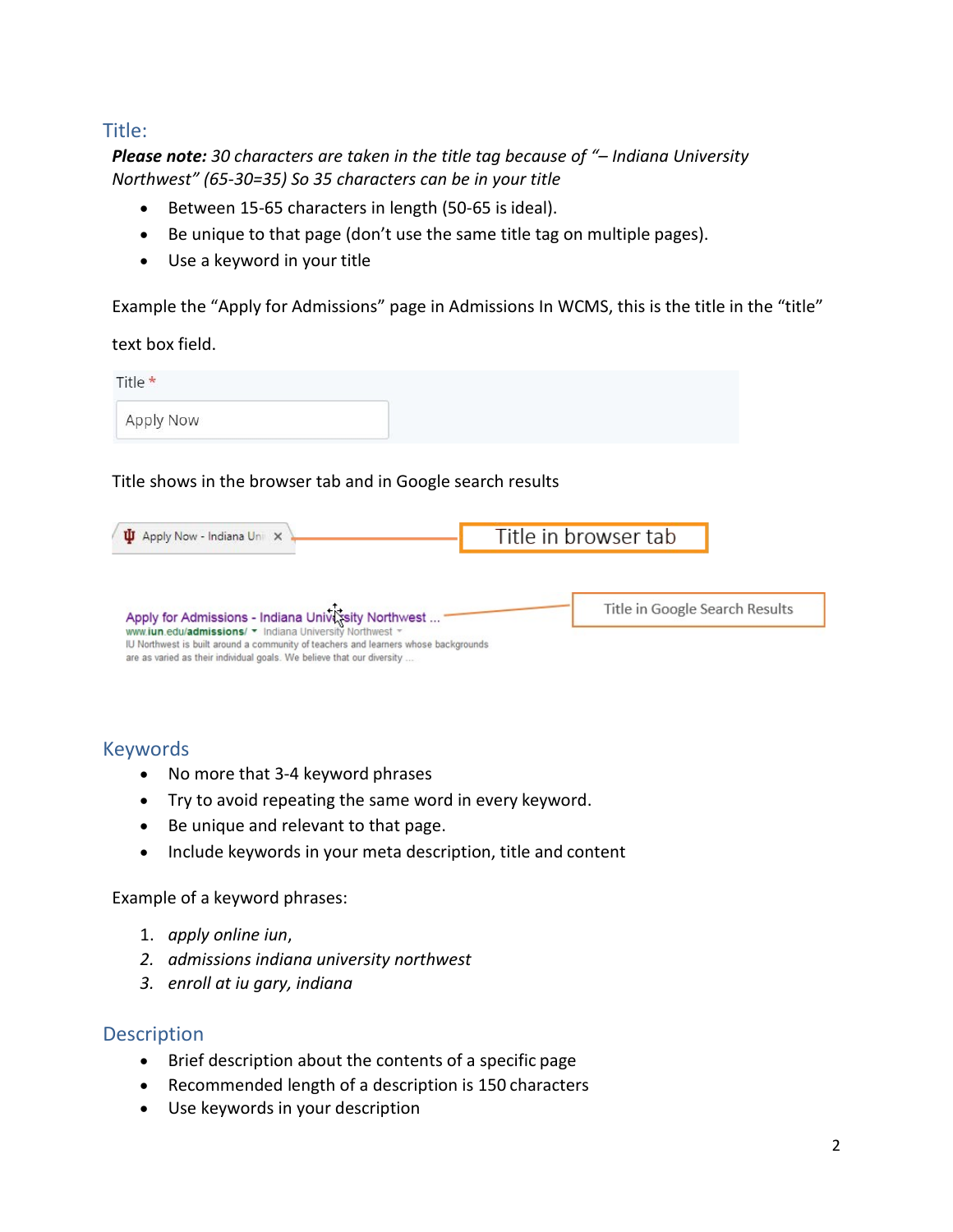## Title:

***Please note:*** *30 characters are taken in the title tag because of "– Indiana University Northwest" (65-30=35) So 35 characters can be in your title*

- Between 15-65 characters in length (50-65 is ideal).
- Be unique to that page (don't use the same title tag on multiple pages).
- Use a keyword in your title

Example the "Apply for Admissions" page in Admissions In WCMS, this is the title in the "title" text box field.

Title *

Apply Now

Title shows in the browser tab and in Google search results

Apply Now - Indiana Uni

Title in browser tab

Apply for Admissions - Indiana University Northwest ...
www.iun.edu/admissions/ ▾ Indiana University Northwest ▾
IU Northwest is built around a community of teachers and learners whose backgrounds are as varied as their individual goals. We believe that our diversity ...

Title in Google Search Results

## Keywords

- No more that 3-4 keyword phrases
- Try to avoid repeating the same word in every keyword.
- Be unique and relevant to that page.
- Include keywords in your meta description, title and content

Example of a keyword phrases:

1. *apply online iun*,
2. *admissions indiana university northwest*
3. *enroll at iu gary, indiana*

## Description

- Brief description about the contents of a specific page
- Recommended length of a description is 150 characters
- Use keywords in your description